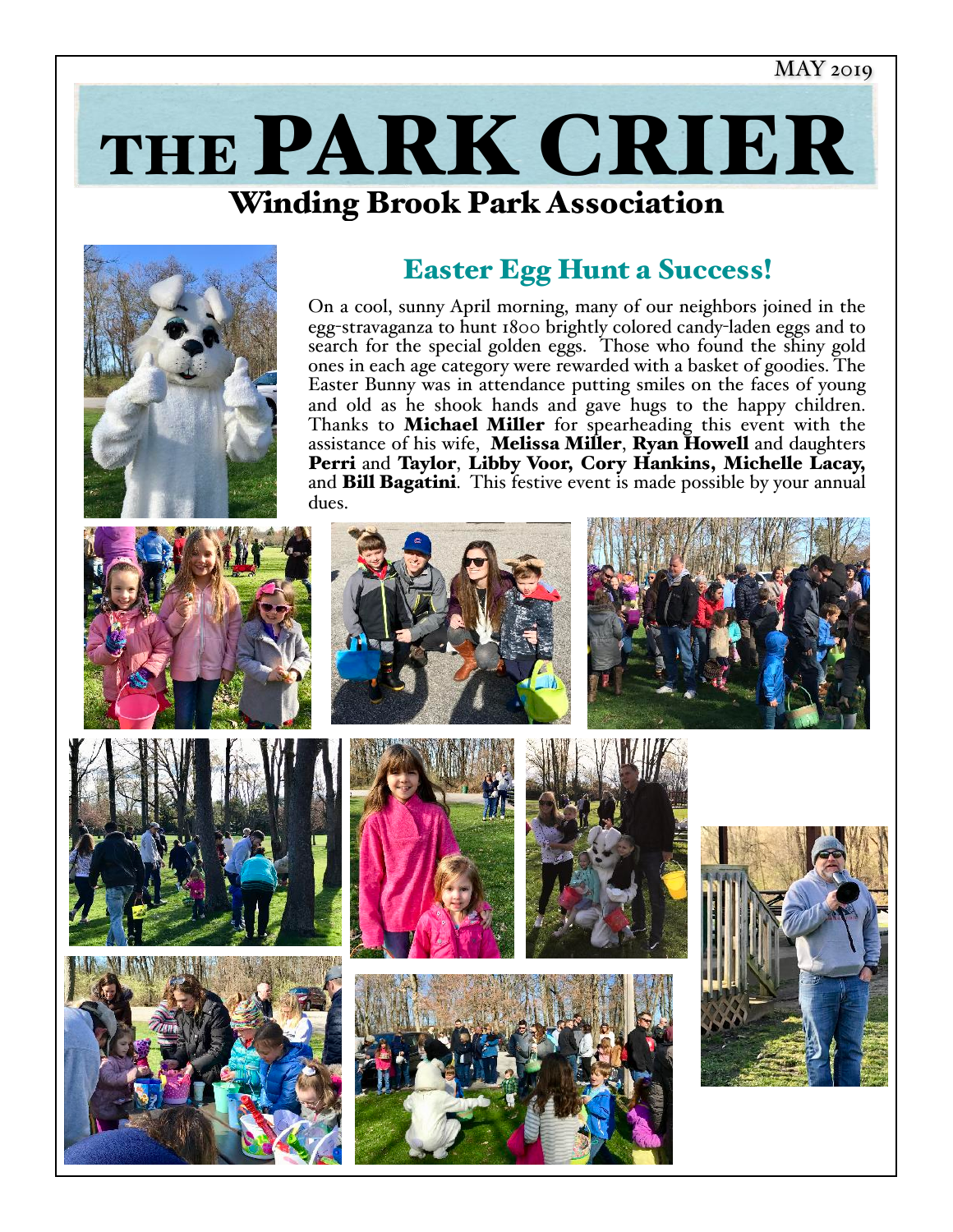MAY 2019

# THE PARK CRIER

## Winding Brook Park Association

### Easter Egg Hunt a Success!

On a cool, sunny April morning, many of our neighbors joined in the egg-stravaganza to hunt 1800 brightly colored candy-laden eggs and to search for the special golden eggs. Those who found the shiny gold ones in each age category were rewarded with a basket of goodies. The Easter Bunny was in attendance putting smiles on the faces of young and old as he shook hands and gave hugs to the happy children. Thanks to **Michael Miller** for spearheading this event with the assistance of his wife, **Melissa Miller**, **Ryan Howell** and daughters **Perri** and **Taylor**, **Libby Voor, Cory Hankins, Michelle Lacay,** and **Bill Bagatini**. This festive event is made possible by your annual dues.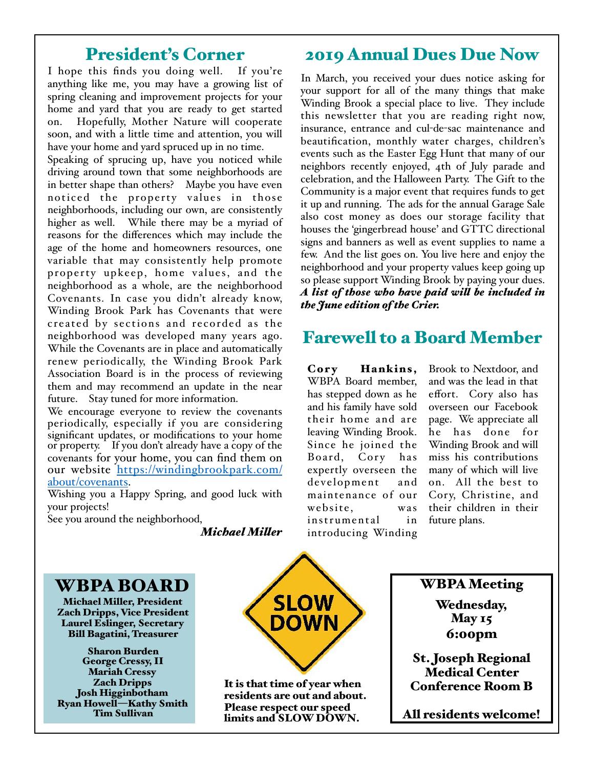## President's Corner

I hope this finds you doing well. If you're anything like me, you may have a growing list of spring cleaning and improvement projects for your home and yard that you are ready to get started on. Hopefully, Mother Nature will cooperate soon, and with a little time and attention, you will have your home and yard spruced up in no time.

Speaking of sprucing up, have you noticed while driving around town that some neighborhoods are in better shape than others? Maybe you have even noticed the property values in those neighborhoods, including our own, are consistently higher as well. While there may be a myriad of reasons for the differences which may include the age of the home and homeowners resources, one variable that may consistently help promote property upkeep, home values, and the neighborhood as a whole, are the neighborhood Covenants. In case you didn't already know, Winding Brook Park has Covenants that were created by sections and recorded as the neighborhood was developed many years ago. While the Covenants are in place and automatically renew periodically, the Winding Brook Park Association Board is in the process of reviewing them and may recommend an update in the near future. Stay tuned for more information.

We encourage everyone to review the covenants periodically, especially if you are considering significant updates, or modifications to your home or property. If you don't already have a copy of the covenants for your home, you can find them on our website https://windingbrookpark.com/about/covenants.

Wishing you a Happy Spring, and good luck with your projects!

See you around the neighborhood,

*Michael Miller*

## 2019 Annual Dues Due Now

In March, you received your dues notice asking for your support for all of the many things that make Winding Brook a special place to live. They include this newsletter that you are reading right now, insurance, entrance and cul-de-sac maintenance and beautification, monthly water charges, children's events such as the Easter Egg Hunt that many of our neighbors recently enjoyed, 4th of July parade and celebration, and the Halloween Party. The Gift to the Community is a major event that requires funds to get it up and running. The ads for the annual Garage Sale also cost money as does our storage facility that houses the 'gingerbread house' and GTTC directional signs and banners as well as event supplies to name a few. And the list goes on. You live here and enjoy the neighborhood and your property values keep going up so please support Winding Brook by paying your dues. ***A list of those who have paid will be included in the June edition of the Crier.***

## Farewell to a Board Member

**Cory Hankins,** WBPA Board member, has stepped down as he and his family have sold their home and are leaving Winding Brook. Since he joined the Board, Cory has expertly overseen the development and maintenance of our website, was instrumental in introducing Winding Brook to Nextdoor, and and was the lead in that effort. Cory also has overseen our Facebook page. We appreciate all he has done for Winding Brook and will miss his contributions many of which will live on. All the best to Cory, Christine, and their children in their future plans.

## WBPA BOARD

**Michael Miller, President**
**Zach Dripps, Vice President**
**Laurel Eslinger, Secretary**
**Bill Bagatini, Treasurer**

**Sharon Burden**
**George Cressy, II**
**Mariah Cressy**
**Zach Dripps**
**Josh Higginbotham**
**Ryan Howell—Kathy Smith**
**Tim Sullivan**

SLOW DOWN

**It is that time of year when residents are out and about. Please respect our speed limits and SLOW DOWN.**

### WBPA Meeting

**Wednesday, May 15**
**6:00pm**

**St. Joseph Regional Medical Center Conference Room B**

**All residents welcome!**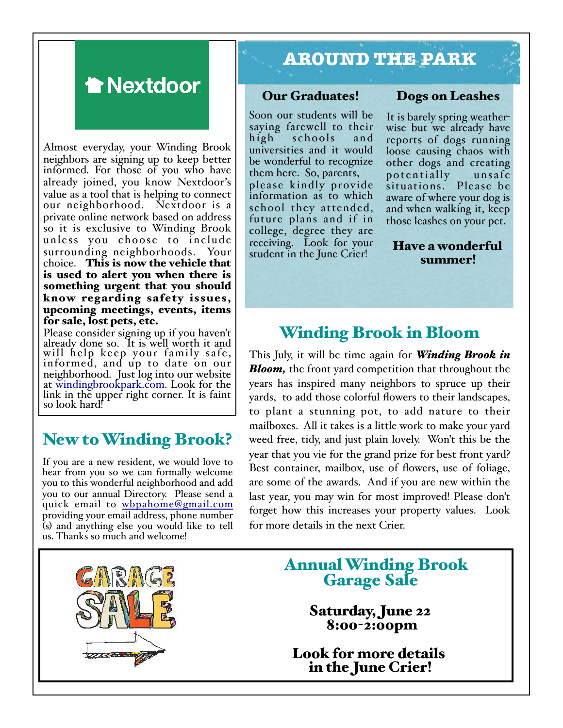Nextdoor

Almost everyday, your Winding Brook neighbors are signing up to keep better informed. For those of you who have already joined, you know Nextdoor's value as a tool that is helping to connect our neighborhood. Nextdoor is a private online network based on address so it is exclusive to Winding Brook unless you choose to include surrounding neighborhoods. Your choice. **This is now the vehicle that is used to alert you when there is something urgent that you should know regarding safety issues, upcoming meetings, events, items for sale, lost pets, etc.**

Please consider signing up if you haven't already done so. It is well worth it and will help keep your family safe, informed, and up to date on our neighborhood. Just log into our website at windingbrookpark.com. Look for the link in the upper right corner. It is faint so look hard!

## New to Winding Brook?

If you are a new resident, we would love to hear from you so we can formally welcome you to this wonderful neighborhood and add you to our annual Directory. Please send a quick email to wbpahome@gmail.com providing your email address, phone number (s) and anything else you would like to tell us. Thanks so much and welcome!

# AROUND THE PARK

### Our Graduates!

Soon our students will be saying farewell to their high schools and universities and it would be wonderful to recognize them here. So, parents, please kindly provide information as to which school they attended, future plans and if in college, degree they are receiving. Look for your student in the June Crier!

### Dogs on Leashes

It is barely spring weather-wise but we already have reports of dogs running loose causing chaos with other dogs and creating potentially unsafe situations. Please be aware of where your dog is and when walking it, keep those leashes on your pet.

**Have a wonderful summer!**

## Winding Brook in Bloom

This July, it will be time again for ***Winding Brook in Bloom,*** the front yard competition that throughout the years has inspired many neighbors to spruce up their yards, to add those colorful flowers to their landscapes, to plant a stunning pot, to add nature to their mailboxes. All it takes is a little work to make your yard weed free, tidy, and just plain lovely. Won't this be the year that you vie for the grand prize for best front yard? Best container, mailbox, use of flowers, use of foliage, are some of the awards. And if you are new within the last year, you may win for most improved! Please don't forget how this increases your property values. Look for more details in the next Crier.

GARAGE SALE

## Annual Winding Brook Garage Sale

**Saturday, June 22**
**8:00-2:00pm**

**Look for more details in the June Crier!**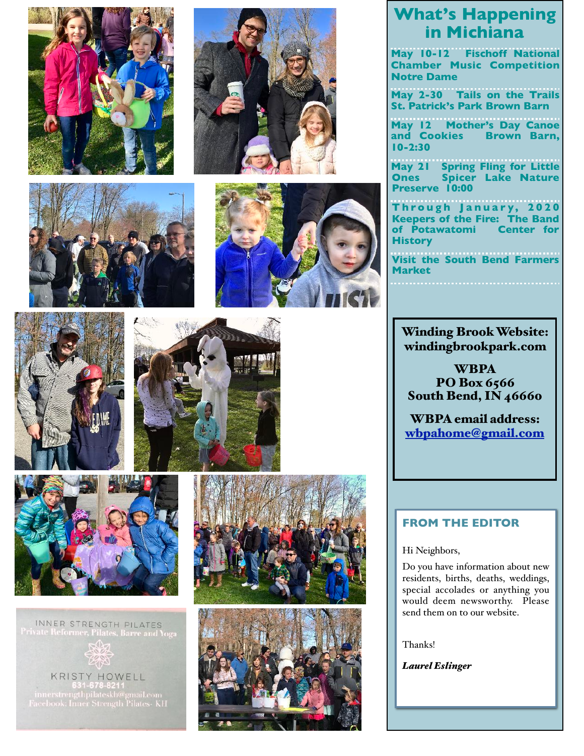INNER STRENGTH PILATES
Private Reformer, Pilates, Barre and Yoga

KRISTY HOWELL
631-678-8211
innerstrengthpilateskh@gmail.com
Facebook: Inner Strength Pilates- KH

## What's Happening in Michiana

**May 10-12 Fischoff National Chamber Music Competition Notre Dame**

**May 2-30 Tails on the Trails St. Patrick's Park Brown Barn**

**May 12 Mother's Day Canoe and Cookies Brown Barn, 10-2:30**

**May 21 Spring Fling for Little Ones Spicer Lake Nature Preserve 10:00**

**Through January, 2020 Keepers of the Fire: The Band of Potawatomi Center for History**

**Visit the South Bend Farmers Market**

**Winding Brook Website:**
**windingbrookpark.com**

**WBPA**
**PO Box 6566**
**South Bend, IN 46660**

**WBPA email address:**
**wbpahome@gmail.com**

### FROM THE EDITOR

Hi Neighbors,

Do you have information about new residents, births, deaths, weddings, special accolades or anything you would deem newsworthy. Please send them on to our website.

Thanks!

***Laurel Eslinger***